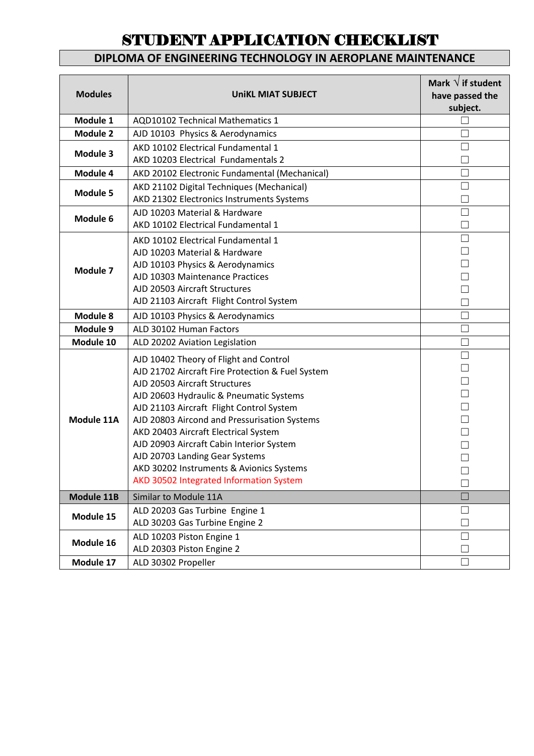# STUDENT APPLICATION CHECKLIST

## DIPLOMA OF ENGINEERING TECHNOLOGY IN AEROPLANE MAINTENANCE

| Modules | UniKL MIAT SUBJECT | Mark √ if student have passed the subject. |
|---|---|---|
| **Module 1** | AQD10102 Technical Mathematics 1 | ☐ |
| **Module 2** | AJD 10103 Physics & Aerodynamics | ☐ |
| **Module 3** | AKD 10102 Electrical Fundamental 1<br>AKD 10203 Electrical Fundamentals 2 | ☐<br>☐ |
| **Module 4** | AKD 20102 Electronic Fundamental (Mechanical) | ☐ |
| **Module 5** | AKD 21102 Digital Techniques (Mechanical)<br>AKD 21302 Electronics Instruments Systems | ☐<br>☐ |
| **Module 6** | AJD 10203 Material & Hardware<br>AKD 10102 Electrical Fundamental 1 | ☐<br>☐ |
| **Module 7** | AKD 10102 Electrical Fundamental 1<br>AJD 10203 Material & Hardware<br>AJD 10103 Physics & Aerodynamics<br>AJD 10303 Maintenance Practices<br>AJD 20503 Aircraft Structures<br>AJD 21103 Aircraft Flight Control System | ☐<br>☐<br>☐<br>☐<br>☐<br>☐ |
| **Module 8** | AJD 10103 Physics & Aerodynamics | ☐ |
| **Module 9** | ALD 30102 Human Factors | ☐ |
| **Module 10** | ALD 20202 Aviation Legislation | ☐ |
| **Module 11A** | AJD 10402 Theory of Flight and Control<br>AJD 21702 Aircraft Fire Protection & Fuel System<br>AJD 20503 Aircraft Structures<br>AJD 20603 Hydraulic & Pneumatic Systems<br>AJD 21103 Aircraft Flight Control System<br>AJD 20803 Aircond and Pressurisation Systems<br>AKD 20403 Aircraft Electrical System<br>AJD 20903 Aircraft Cabin Interior System<br>AJD 20703 Landing Gear Systems<br>AKD 30202 Instruments & Avionics Systems<br>AKD 30502 Integrated Information System | ☐<br>☐<br>☐<br>☐<br>☐<br>☐<br>☐<br>☐<br>☐<br>☐<br>☐ |
| **Module 11B** | Similar to Module 11A | ☐ |
| **Module 15** | ALD 20203 Gas Turbine Engine 1<br>ALD 30203 Gas Turbine Engine 2 | ☐<br>☐ |
| **Module 16** | ALD 10203 Piston Engine 1<br>ALD 20303 Piston Engine 2 | ☐<br>☐ |
| **Module 17** | ALD 30302 Propeller | ☐ |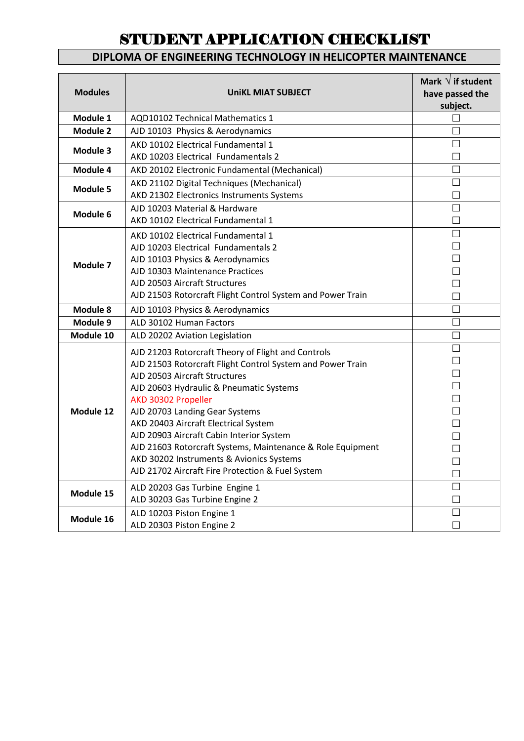# STUDENT APPLICATION CHECKLIST

## DIPLOMA OF ENGINEERING TECHNOLOGY IN HELICOPTER MAINTENANCE

| Modules | UniKL MIAT SUBJECT | Mark √ if student have passed the subject. |
|---|---|---|
| **Module 1** | AQD10102 Technical Mathematics 1 | ☐ |
| **Module 2** | AJD 10103 Physics & Aerodynamics | ☐ |
| **Module 3** | AKD 10102 Electrical Fundamental 1<br>AKD 10203 Electrical Fundamentals 2 | ☐<br>☐ |
| **Module 4** | AKD 20102 Electronic Fundamental (Mechanical) | ☐ |
| **Module 5** | AKD 21102 Digital Techniques (Mechanical)<br>AKD 21302 Electronics Instruments Systems | ☐<br>☐ |
| **Module 6** | AJD 10203 Material & Hardware<br>AKD 10102 Electrical Fundamental 1 | ☐<br>☐ |
| **Module 7** | AKD 10102 Electrical Fundamental 1<br>AJD 10203 Electrical Fundamentals 2<br>AJD 10103 Physics & Aerodynamics<br>AJD 10303 Maintenance Practices<br>AJD 20503 Aircraft Structures<br>AJD 21503 Rotorcraft Flight Control System and Power Train | ☐<br>☐<br>☐<br>☐<br>☐<br>☐ |
| **Module 8** | AJD 10103 Physics & Aerodynamics | ☐ |
| **Module 9** | ALD 30102 Human Factors | ☐ |
| **Module 10** | ALD 20202 Aviation Legislation | ☐ |
| **Module 12** | AJD 21203 Rotorcraft Theory of Flight and Controls<br>AJD 21503 Rotorcraft Flight Control System and Power Train<br>AJD 20503 Aircraft Structures<br>AJD 20603 Hydraulic & Pneumatic Systems<br>AKD 30302 Propeller<br>AJD 20703 Landing Gear Systems<br>AKD 20403 Aircraft Electrical System<br>AJD 20903 Aircraft Cabin Interior System<br>AJD 21603 Rotorcraft Systems, Maintenance & Role Equipment<br>AKD 30202 Instruments & Avionics Systems<br>AJD 21702 Aircraft Fire Protection & Fuel System | ☐<br>☐<br>☐<br>☐<br>☐<br>☐<br>☐<br>☐<br>☐<br>☐<br>☐ |
| **Module 15** | ALD 20203 Gas Turbine Engine 1<br>ALD 30203 Gas Turbine Engine 2 | ☐<br>☐ |
| **Module 16** | ALD 10203 Piston Engine 1<br>ALD 20303 Piston Engine 2 | ☐<br>☐ |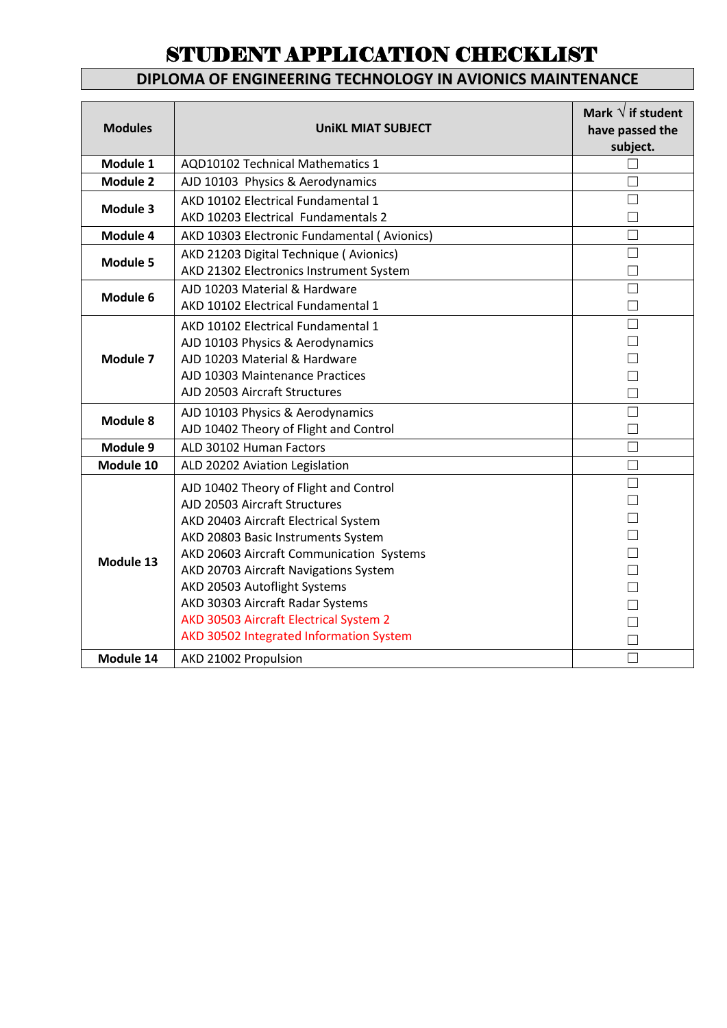# STUDENT APPLICATION CHECKLIST

## DIPLOMA OF ENGINEERING TECHNOLOGY IN AVIONICS MAINTENANCE

| Modules | UniKL MIAT SUBJECT | Mark √ if student have passed the subject. |
|---|---|---|
| **Module 1** | AQD10102 Technical Mathematics 1 | ☐ |
| **Module 2** | AJD 10103 Physics & Aerodynamics | ☐ |
| **Module 3** | AKD 10102 Electrical Fundamental 1 | ☐ |
| | AKD 10203 Electrical Fundamentals 2 | ☐ |
| **Module 4** | AKD 10303 Electronic Fundamental ( Avionics) | ☐ |
| **Module 5** | AKD 21203 Digital Technique ( Avionics) | ☐ |
| | AKD 21302 Electronics Instrument System | ☐ |
| **Module 6** | AJD 10203 Material & Hardware | ☐ |
| | AKD 10102 Electrical Fundamental 1 | ☐ |
| **Module 7** | AKD 10102 Electrical Fundamental 1 | ☐ |
| | AJD 10103 Physics & Aerodynamics | ☐ |
| | AJD 10203 Material & Hardware | ☐ |
| | AJD 10303 Maintenance Practices | ☐ |
| | AJD 20503 Aircraft Structures | ☐ |
| **Module 8** | AJD 10103 Physics & Aerodynamics | ☐ |
| | AJD 10402 Theory of Flight and Control | ☐ |
| **Module 9** | ALD 30102 Human Factors | ☐ |
| **Module 10** | ALD 20202 Aviation Legislation | ☐ |
| **Module 13** | AJD 10402 Theory of Flight and Control | ☐ |
| | AJD 20503 Aircraft Structures | ☐ |
| | AKD 20403 Aircraft Electrical System | ☐ |
| | AKD 20803 Basic Instruments System | ☐ |
| | AKD 20603 Aircraft Communication Systems | ☐ |
| | AKD 20703 Aircraft Navigations System | ☐ |
| | AKD 20503 Autoflight Systems | ☐ |
| | AKD 30303 Aircraft Radar Systems | ☐ |
| | AKD 30503 Aircraft Electrical System 2 | ☐ |
| | AKD 30502 Integrated Information System | ☐ |
| **Module 14** | AKD 21002 Propulsion | ☐ |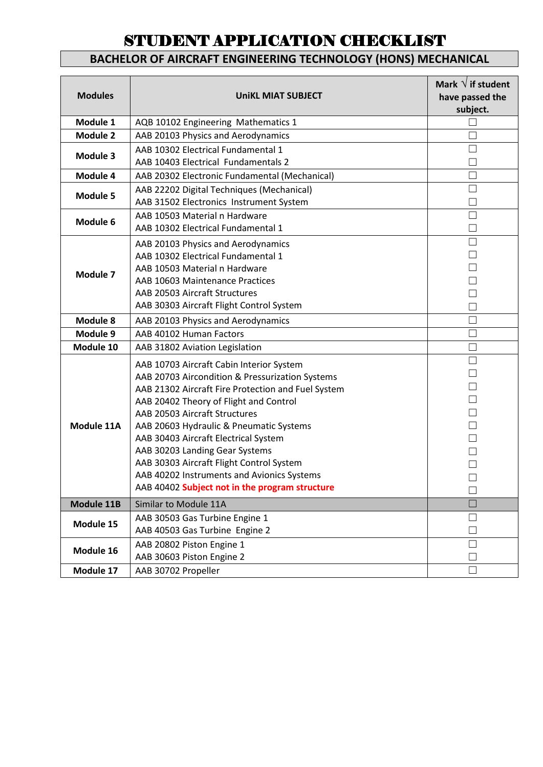# STUDENT APPLICATION CHECKLIST

## BACHELOR OF AIRCRAFT ENGINEERING TECHNOLOGY (HONS) MECHANICAL

| Modules | UniKL MIAT SUBJECT | Mark √ if student have passed the subject. |
|---|---|---|
| **Module 1** | AQB 10102 Engineering Mathematics 1 | ☐ |
| **Module 2** | AAB 20103 Physics and Aerodynamics | ☐ |
| **Module 3** | AAB 10302 Electrical Fundamental 1<br>AAB 10403 Electrical Fundamentals 2 | ☐<br>☐ |
| **Module 4** | AAB 20302 Electronic Fundamental (Mechanical) | ☐ |
| **Module 5** | AAB 22202 Digital Techniques (Mechanical)<br>AAB 31502 Electronics Instrument System | ☐<br>☐ |
| **Module 6** | AAB 10503 Material n Hardware<br>AAB 10302 Electrical Fundamental 1 | ☐<br>☐ |
| **Module 7** | AAB 20103 Physics and Aerodynamics<br>AAB 10302 Electrical Fundamental 1<br>AAB 10503 Material n Hardware<br>AAB 10603 Maintenance Practices<br>AAB 20503 Aircraft Structures<br>AAB 30303 Aircraft Flight Control System | ☐<br>☐<br>☐<br>☐<br>☐<br>☐ |
| **Module 8** | AAB 20103 Physics and Aerodynamics | ☐ |
| **Module 9** | AAB 40102 Human Factors | ☐ |
| **Module 10** | AAB 31802 Aviation Legislation | ☐ |
| **Module 11A** | AAB 10703 Aircraft Cabin Interior System<br>AAB 20703 Aircondition & Pressurization Systems<br>AAB 21302 Aircraft Fire Protection and Fuel System<br>AAB 20402 Theory of Flight and Control<br>AAB 20503 Aircraft Structures<br>AAB 20603 Hydraulic & Pneumatic Systems<br>AAB 30403 Aircraft Electrical System<br>AAB 30203 Landing Gear Systems<br>AAB 30303 Aircraft Flight Control System<br>AAB 40202 Instruments and Avionics Systems<br>AAB 40402 **Subject not in the program structure** | ☐<br>☐<br>☐<br>☐<br>☐<br>☐<br>☐<br>☐<br>☐<br>☐<br>☐ |
| **Module 11B** | Similar to Module 11A | ☐ |
| **Module 15** | AAB 30503 Gas Turbine Engine 1<br>AAB 40503 Gas Turbine Engine 2 | ☐<br>☐ |
| **Module 16** | AAB 20802 Piston Engine 1<br>AAB 30603 Piston Engine 2 | ☐<br>☐ |
| **Module 17** | AAB 30702 Propeller | ☐ |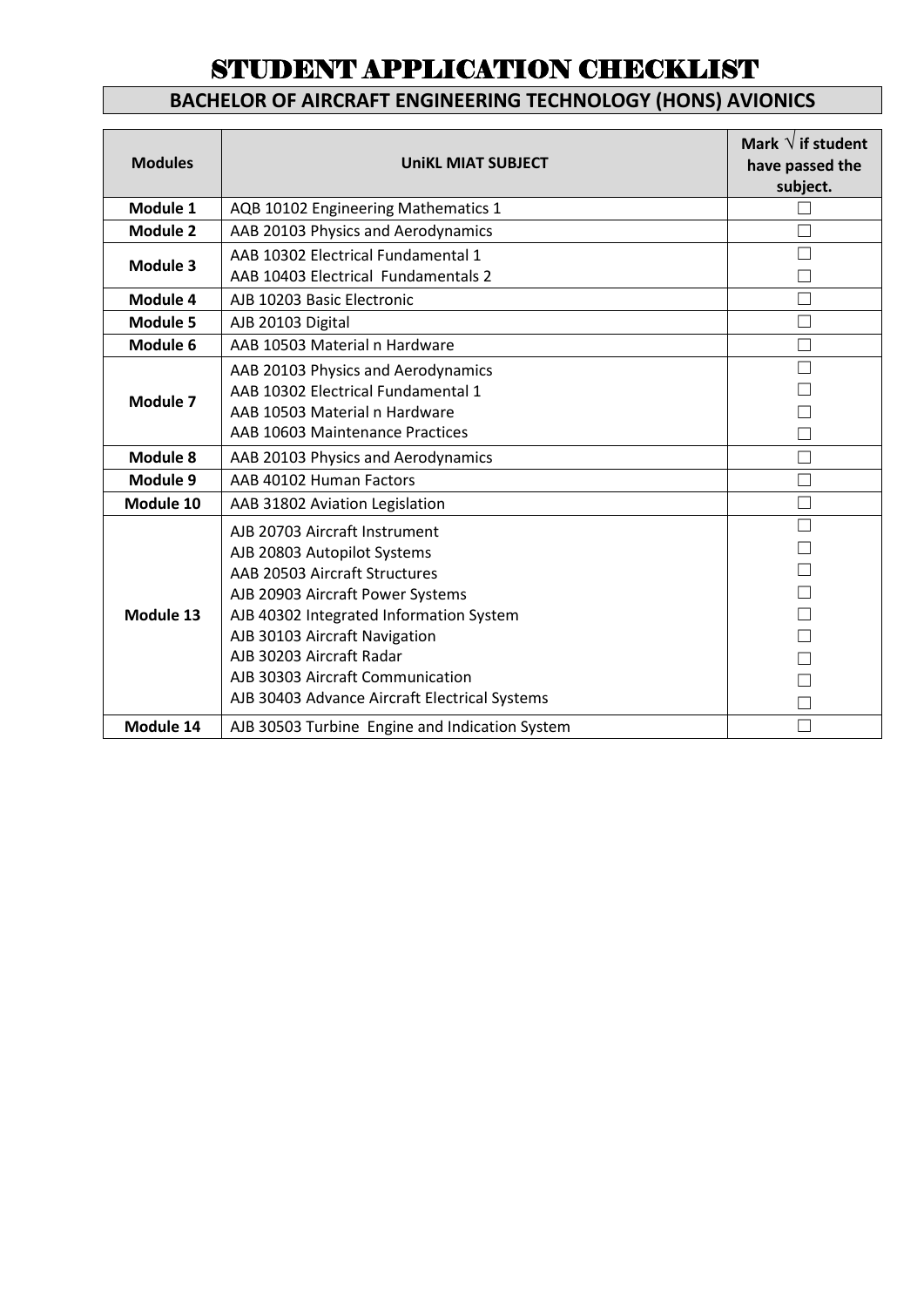# STUDENT APPLICATION CHECKLIST

## BACHELOR OF AIRCRAFT ENGINEERING TECHNOLOGY (HONS) AVIONICS

| Modules | UniKL MIAT SUBJECT | Mark √ if student have passed the subject. |
|---|---|---|
| **Module 1** | AQB 10102 Engineering Mathematics 1 | ☐ |
| **Module 2** | AAB 20103 Physics and Aerodynamics | ☐ |
| **Module 3** | AAB 10302 Electrical Fundamental 1 | ☐ |
| | AAB 10403 Electrical Fundamentals 2 | ☐ |
| **Module 4** | AJB 10203 Basic Electronic | ☐ |
| **Module 5** | AJB 20103 Digital | ☐ |
| **Module 6** | AAB 10503 Material n Hardware | ☐ |
| **Module 7** | AAB 20103 Physics and Aerodynamics | ☐ |
| | AAB 10302 Electrical Fundamental 1 | ☐ |
| | AAB 10503 Material n Hardware | ☐ |
| | AAB 10603 Maintenance Practices | ☐ |
| **Module 8** | AAB 20103 Physics and Aerodynamics | ☐ |
| **Module 9** | AAB 40102 Human Factors | ☐ |
| **Module 10** | AAB 31802 Aviation Legislation | ☐ |
| **Module 13** | AJB 20703 Aircraft Instrument | ☐ |
| | AJB 20803 Autopilot Systems | ☐ |
| | AAB 20503 Aircraft Structures | ☐ |
| | AJB 20903 Aircraft Power Systems | ☐ |
| | AJB 40302 Integrated Information System | ☐ |
| | AJB 30103 Aircraft Navigation | ☐ |
| | AJB 30203 Aircraft Radar | ☐ |
| | AJB 30303 Aircraft Communication | ☐ |
| | AJB 30403 Advance Aircraft Electrical Systems | ☐ |
| **Module 14** | AJB 30503 Turbine Engine and Indication System | ☐ |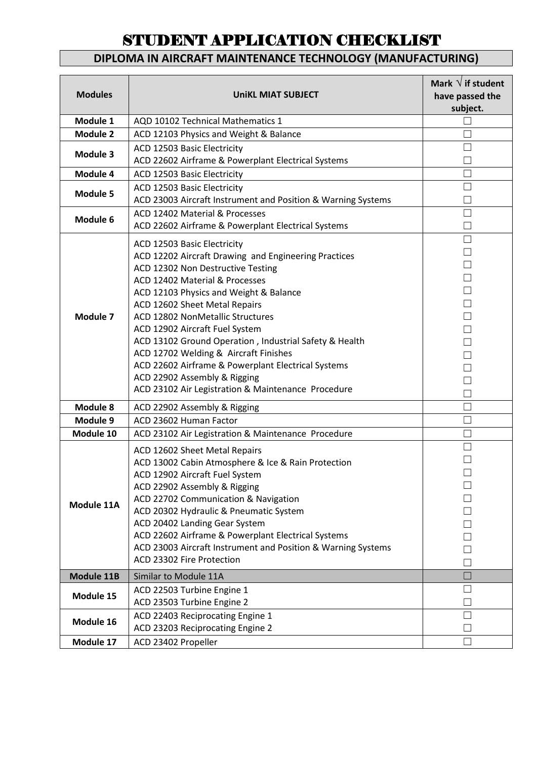# STUDENT APPLICATION CHECKLIST

## DIPLOMA IN AIRCRAFT MAINTENANCE TECHNOLOGY (MANUFACTURING)

| Modules | UniKL MIAT SUBJECT | Mark √ if student have passed the subject. |
|---|---|---|
| Module 1 | AQD 10102 Technical Mathematics 1 | ☐ |
| Module 2 | ACD 12103 Physics and Weight & Balance | ☐ |
| Module 3 | ACD 12503 Basic Electricity | ☐ |
| | ACD 22602 Airframe & Powerplant Electrical Systems | ☐ |
| Module 4 | ACD 12503 Basic Electricity | ☐ |
| Module 5 | ACD 12503 Basic Electricity | ☐ |
| | ACD 23003 Aircraft Instrument and Position & Warning Systems | ☐ |
| Module 6 | ACD 12402 Material & Processes | ☐ |
| | ACD 22602 Airframe & Powerplant Electrical Systems | ☐ |
| Module 7 | ACD 12503 Basic Electricity | ☐ |
| | ACD 12202 Aircraft Drawing and Engineering Practices | ☐ |
| | ACD 12302 Non Destructive Testing | ☐ |
| | ACD 12402 Material & Processes | ☐ |
| | ACD 12103 Physics and Weight & Balance | ☐ |
| | ACD 12602 Sheet Metal Repairs | ☐ |
| | ACD 12802 NonMetallic Structures | ☐ |
| | ACD 12902 Aircraft Fuel System | ☐ |
| | ACD 13102 Ground Operation , Industrial Safety & Health | ☐ |
| | ACD 12702 Welding & Aircraft Finishes | ☐ |
| | ACD 22602 Airframe & Powerplant Electrical Systems | ☐ |
| | ACD 22902 Assembly & Rigging | ☐ |
| | ACD 23102 Air Legistration & Maintenance Procedure | ☐ |
| Module 8 | ACD 22902 Assembly & Rigging | ☐ |
| Module 9 | ACD 23602 Human Factor | ☐ |
| Module 10 | ACD 23102 Air Legistration & Maintenance Procedure | ☐ |
| Module 11A | ACD 12602 Sheet Metal Repairs | ☐ |
| | ACD 13002 Cabin Atmosphere & Ice & Rain Protection | ☐ |
| | ACD 12902 Aircraft Fuel System | ☐ |
| | ACD 22902 Assembly & Rigging | ☐ |
| | ACD 22702 Communication & Navigation | ☐ |
| | ACD 20302 Hydraulic & Pneumatic System | ☐ |
| | ACD 20402 Landing Gear System | ☐ |
| | ACD 22602 Airframe & Powerplant Electrical Systems | ☐ |
| | ACD 23003 Aircraft Instrument and Position & Warning Systems | ☐ |
| | ACD 23302 Fire Protection | ☐ |
| Module 11B | Similar to Module 11A | ☐ |
| Module 15 | ACD 22503 Turbine Engine 1 | ☐ |
| | ACD 23503 Turbine Engine 2 | ☐ |
| Module 16 | ACD 22403 Reciprocating Engine 1 | ☐ |
| | ACD 23203 Reciprocating Engine 2 | ☐ |
| Module 17 | ACD 23402 Propeller | ☐ |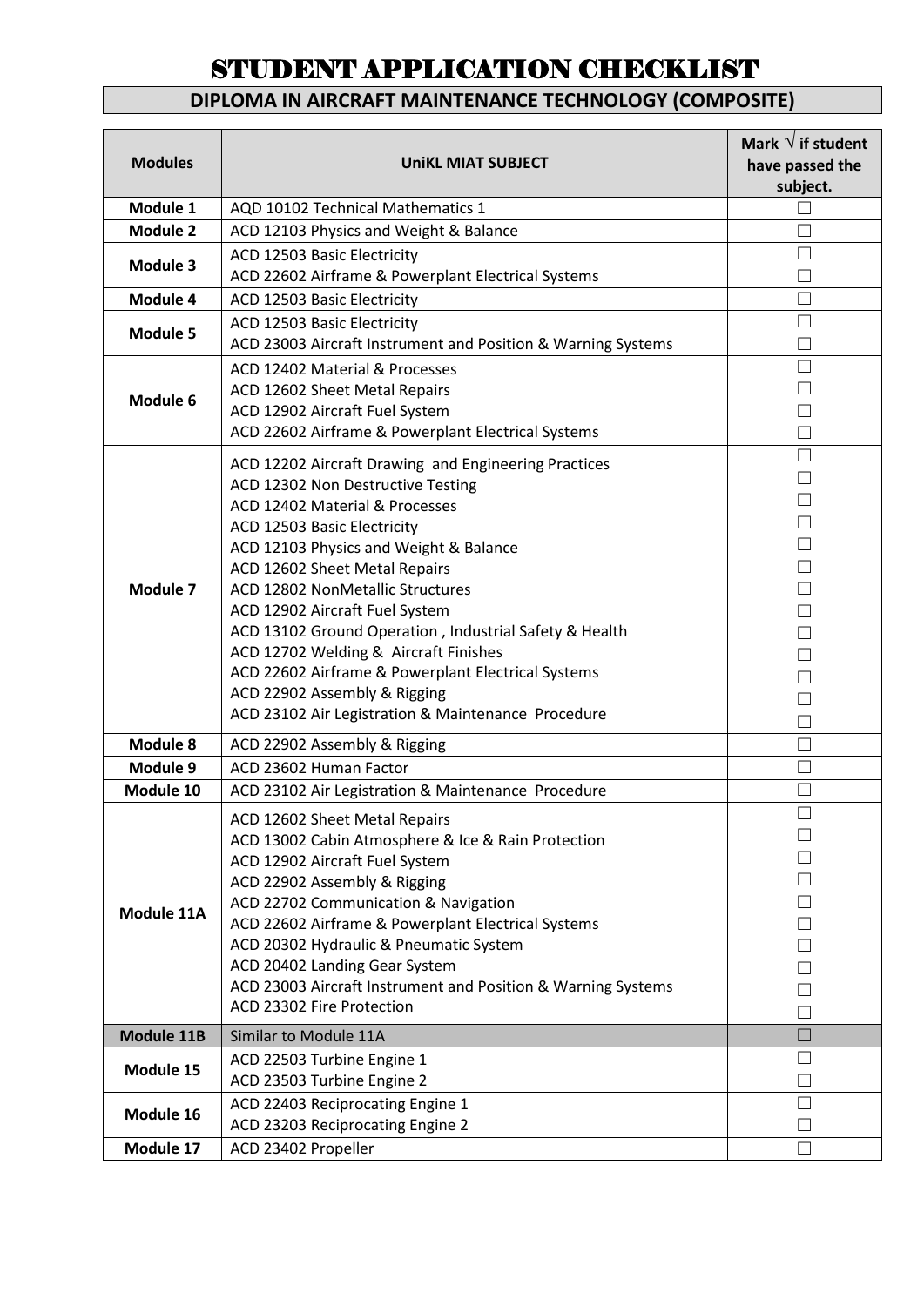# STUDENT APPLICATION CHECKLIST

## DIPLOMA IN AIRCRAFT MAINTENANCE TECHNOLOGY (COMPOSITE)

| Modules | UniKL MIAT SUBJECT | Mark √ if student have passed the subject. |
|---|---|---|
| Module 1 | AQD 10102 Technical Mathematics 1 | ☐ |
| Module 2 | ACD 12103 Physics and Weight & Balance | ☐ |
| Module 3 | ACD 12503 Basic Electricity<br>ACD 22602 Airframe & Powerplant Electrical Systems | ☐<br>☐ |
| Module 4 | ACD 12503 Basic Electricity | ☐ |
| Module 5 | ACD 12503 Basic Electricity<br>ACD 23003 Aircraft Instrument and Position & Warning Systems | ☐<br>☐ |
| Module 6 | ACD 12402 Material & Processes<br>ACD 12602 Sheet Metal Repairs<br>ACD 12902 Aircraft Fuel System<br>ACD 22602 Airframe & Powerplant Electrical Systems | ☐<br>☐<br>☐<br>☐ |
| Module 7 | ACD 12202 Aircraft Drawing and Engineering Practices<br>ACD 12302 Non Destructive Testing<br>ACD 12402 Material & Processes<br>ACD 12503 Basic Electricity<br>ACD 12103 Physics and Weight & Balance<br>ACD 12602 Sheet Metal Repairs<br>ACD 12802 NonMetallic Structures<br>ACD 12902 Aircraft Fuel System<br>ACD 13102 Ground Operation , Industrial Safety & Health<br>ACD 12702 Welding & Aircraft Finishes<br>ACD 22602 Airframe & Powerplant Electrical Systems<br>ACD 22902 Assembly & Rigging<br>ACD 23102 Air Legistration & Maintenance Procedure | ☐<br>☐<br>☐<br>☐<br>☐<br>☐<br>☐<br>☐<br>☐<br>☐<br>☐<br>☐<br>☐ |
| Module 8 | ACD 22902 Assembly & Rigging | ☐ |
| Module 9 | ACD 23602 Human Factor | ☐ |
| Module 10 | ACD 23102 Air Legistration & Maintenance Procedure | ☐ |
| Module 11A | ACD 12602 Sheet Metal Repairs<br>ACD 13002 Cabin Atmosphere & Ice & Rain Protection<br>ACD 12902 Aircraft Fuel System<br>ACD 22902 Assembly & Rigging<br>ACD 22702 Communication & Navigation<br>ACD 22602 Airframe & Powerplant Electrical Systems<br>ACD 20302 Hydraulic & Pneumatic System<br>ACD 20402 Landing Gear System<br>ACD 23003 Aircraft Instrument and Position & Warning Systems<br>ACD 23302 Fire Protection | ☐<br>☐<br>☐<br>☐<br>☐<br>☐<br>☐<br>☐<br>☐<br>☐ |
| Module 11B | Similar to Module 11A | ☐ |
| Module 15 | ACD 22503 Turbine Engine 1<br>ACD 23503 Turbine Engine 2 | ☐<br>☐ |
| Module 16 | ACD 22403 Reciprocating Engine 1<br>ACD 23203 Reciprocating Engine 2 | ☐<br>☐ |
| Module 17 | ACD 23402 Propeller | ☐ |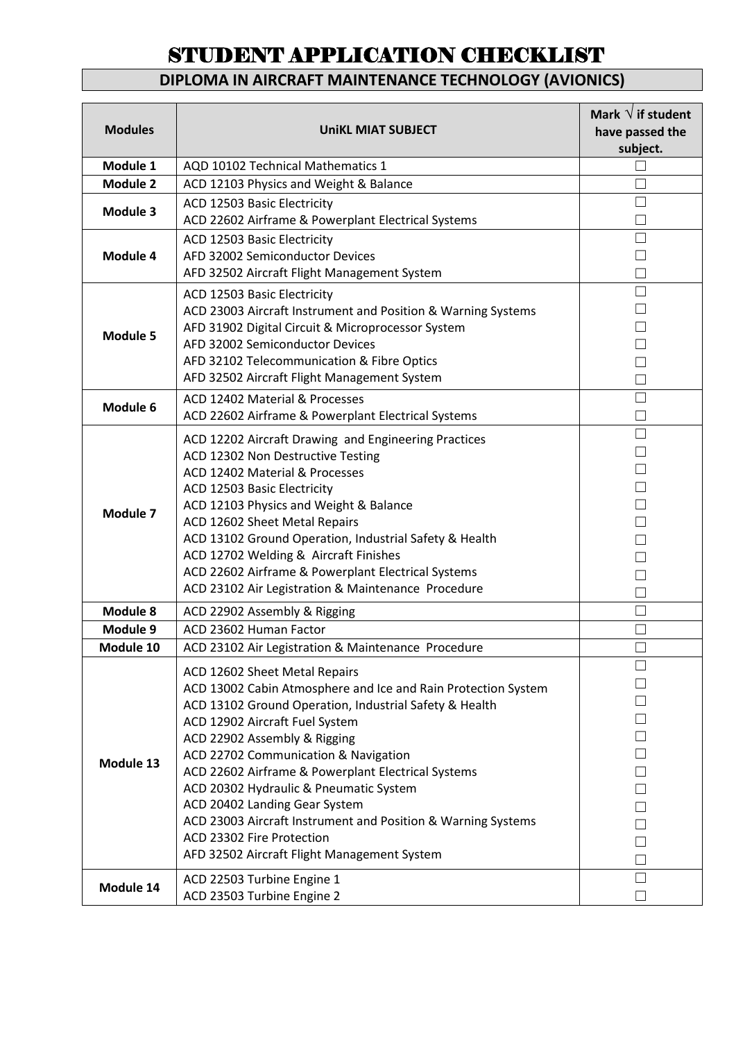# STUDENT APPLICATION CHECKLIST

## DIPLOMA IN AIRCRAFT MAINTENANCE TECHNOLOGY (AVIONICS)

| Modules | UniKL MIAT SUBJECT | Mark √ if student have passed the subject. |
|---|---|---|
| **Module 1** | AQD 10102 Technical Mathematics 1 | ☐ |
| **Module 2** | ACD 12103 Physics and Weight & Balance | ☐ |
| **Module 3** | ACD 12503 Basic Electricity | ☐ |
| | ACD 22602 Airframe & Powerplant Electrical Systems | ☐ |
| **Module 4** | ACD 12503 Basic Electricity | ☐ |
| | AFD 32002 Semiconductor Devices | ☐ |
| | AFD 32502 Aircraft Flight Management System | ☐ |
| **Module 5** | ACD 12503 Basic Electricity | ☐ |
| | ACD 23003 Aircraft Instrument and Position & Warning Systems | ☐ |
| | AFD 31902 Digital Circuit & Microprocessor System | ☐ |
| | AFD 32002 Semiconductor Devices | ☐ |
| | AFD 32102 Telecommunication & Fibre Optics | ☐ |
| | AFD 32502 Aircraft Flight Management System | ☐ |
| **Module 6** | ACD 12402 Material & Processes | ☐ |
| | ACD 22602 Airframe & Powerplant Electrical Systems | ☐ |
| **Module 7** | ACD 12202 Aircraft Drawing and Engineering Practices | ☐ |
| | ACD 12302 Non Destructive Testing | ☐ |
| | ACD 12402 Material & Processes | ☐ |
| | ACD 12503 Basic Electricity | ☐ |
| | ACD 12103 Physics and Weight & Balance | ☐ |
| | ACD 12602 Sheet Metal Repairs | ☐ |
| | ACD 13102 Ground Operation, Industrial Safety & Health | ☐ |
| | ACD 12702 Welding & Aircraft Finishes | ☐ |
| | ACD 22602 Airframe & Powerplant Electrical Systems | ☐ |
| | ACD 23102 Air Legistration & Maintenance Procedure | ☐ |
| **Module 8** | ACD 22902 Assembly & Rigging | ☐ |
| **Module 9** | ACD 23602 Human Factor | ☐ |
| **Module 10** | ACD 23102 Air Legistration & Maintenance Procedure | ☐ |
| **Module 13** | ACD 12602 Sheet Metal Repairs | ☐ |
| | ACD 13002 Cabin Atmosphere and Ice and Rain Protection System | ☐ |
| | ACD 13102 Ground Operation, Industrial Safety & Health | ☐ |
| | ACD 12902 Aircraft Fuel System | ☐ |
| | ACD 22902 Assembly & Rigging | ☐ |
| | ACD 22702 Communication & Navigation | ☐ |
| | ACD 22602 Airframe & Powerplant Electrical Systems | ☐ |
| | ACD 20302 Hydraulic & Pneumatic System | ☐ |
| | ACD 20402 Landing Gear System | ☐ |
| | ACD 23003 Aircraft Instrument and Position & Warning Systems | ☐ |
| | ACD 23302 Fire Protection | ☐ |
| | AFD 32502 Aircraft Flight Management System | ☐ |
| **Module 14** | ACD 22503 Turbine Engine 1 | ☐ |
| | ACD 23503 Turbine Engine 2 | ☐ |